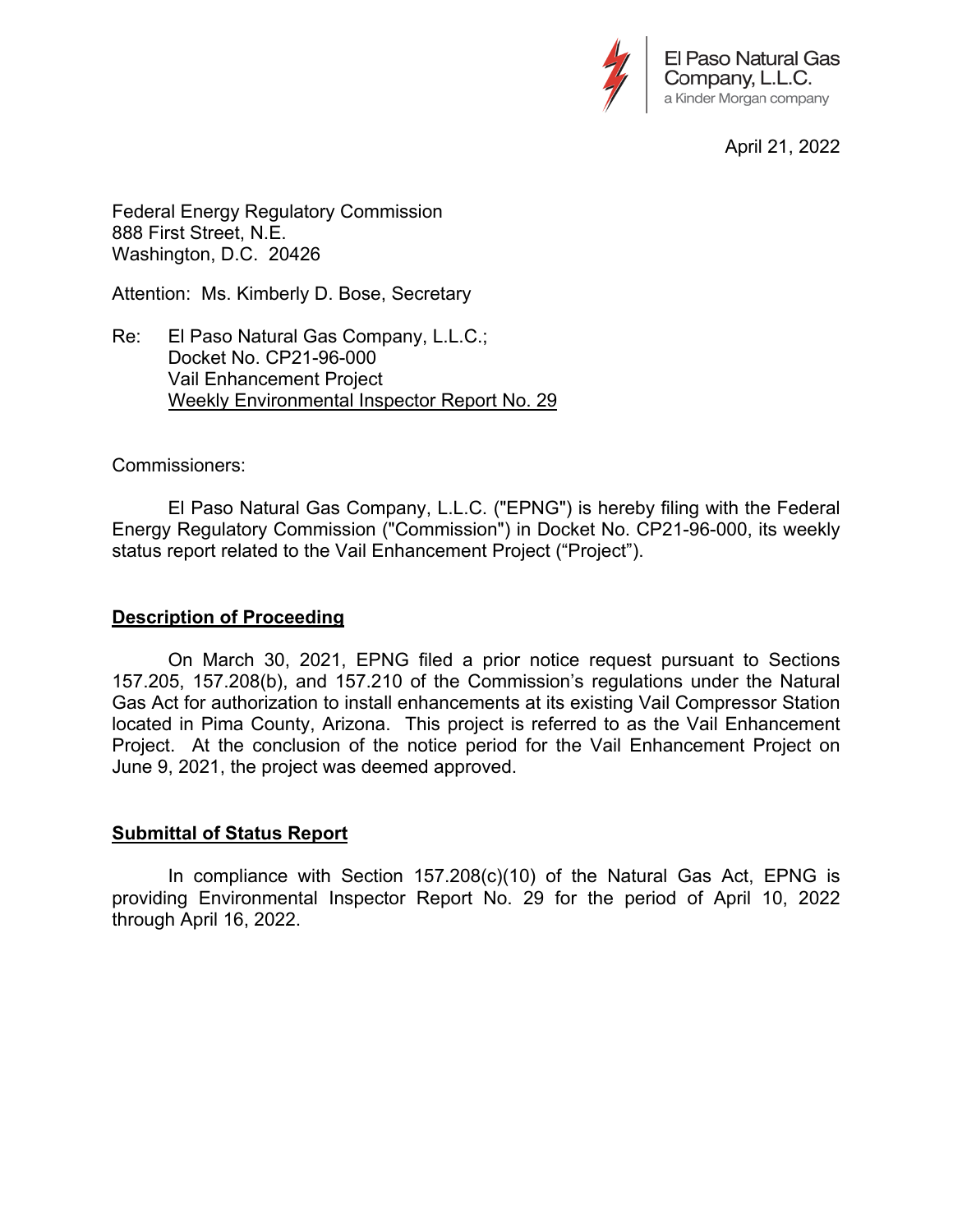El Paso Natural Gas Company, L.L.C.
a Kinder Morgan company

April 21, 2022

Federal Energy Regulatory Commission
888 First Street, N.E.
Washington, D.C. 20426

Attention: Ms. Kimberly D. Bose, Secretary

Re: El Paso Natural Gas Company, L.L.C.;
Docket No. CP21-96-000
Vail Enhancement Project
Weekly Environmental Inspector Report No. 29

Commissioners:

El Paso Natural Gas Company, L.L.C. ("EPNG") is hereby filing with the Federal Energy Regulatory Commission ("Commission") in Docket No. CP21-96-000, its weekly status report related to the Vail Enhancement Project ("Project").

## Description of Proceeding

On March 30, 2021, EPNG filed a prior notice request pursuant to Sections 157.205, 157.208(b), and 157.210 of the Commission's regulations under the Natural Gas Act for authorization to install enhancements at its existing Vail Compressor Station located in Pima County, Arizona. This project is referred to as the Vail Enhancement Project. At the conclusion of the notice period for the Vail Enhancement Project on June 9, 2021, the project was deemed approved.

## Submittal of Status Report

In compliance with Section 157.208(c)(10) of the Natural Gas Act, EPNG is providing Environmental Inspector Report No. 29 for the period of April 10, 2022 through April 16, 2022.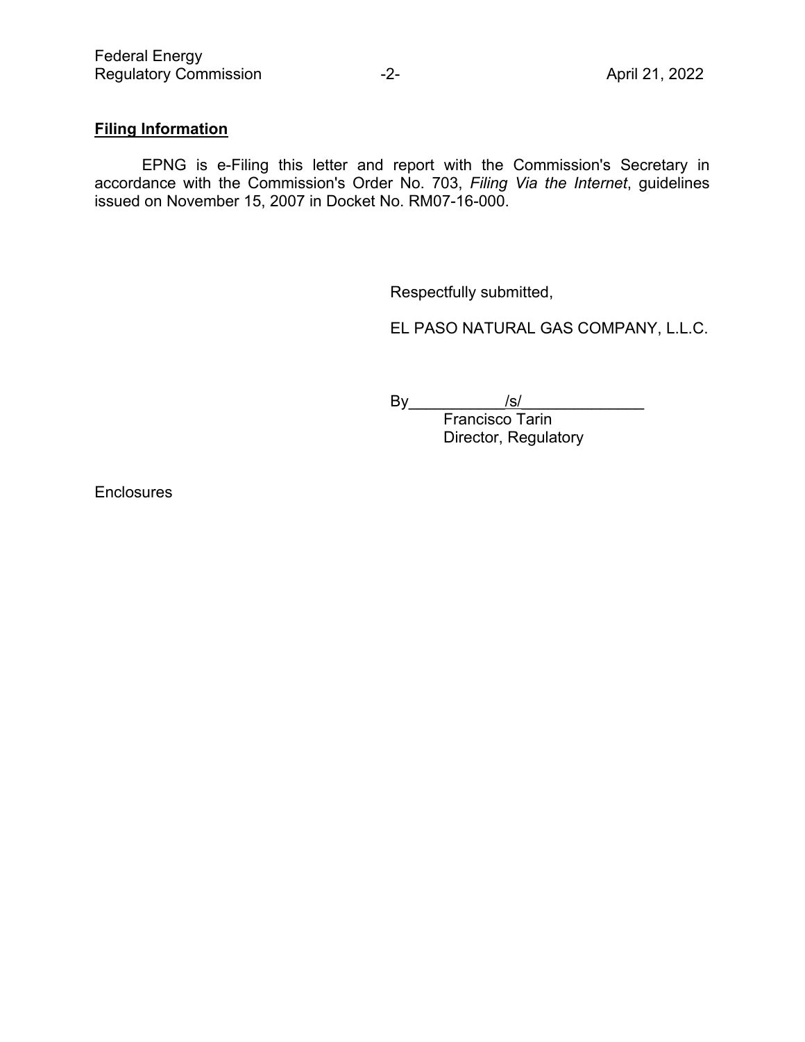**Filing Information**

EPNG is e-Filing this letter and report with the Commission's Secretary in accordance with the Commission's Order No. 703, *Filing Via the Internet*, guidelines issued on November 15, 2007 in Docket No. RM07-16-000.

Respectfully submitted,

EL PASO NATURAL GAS COMPANY, L.L.C.

By /s/
Francisco Tarin
Director, Regulatory

Enclosures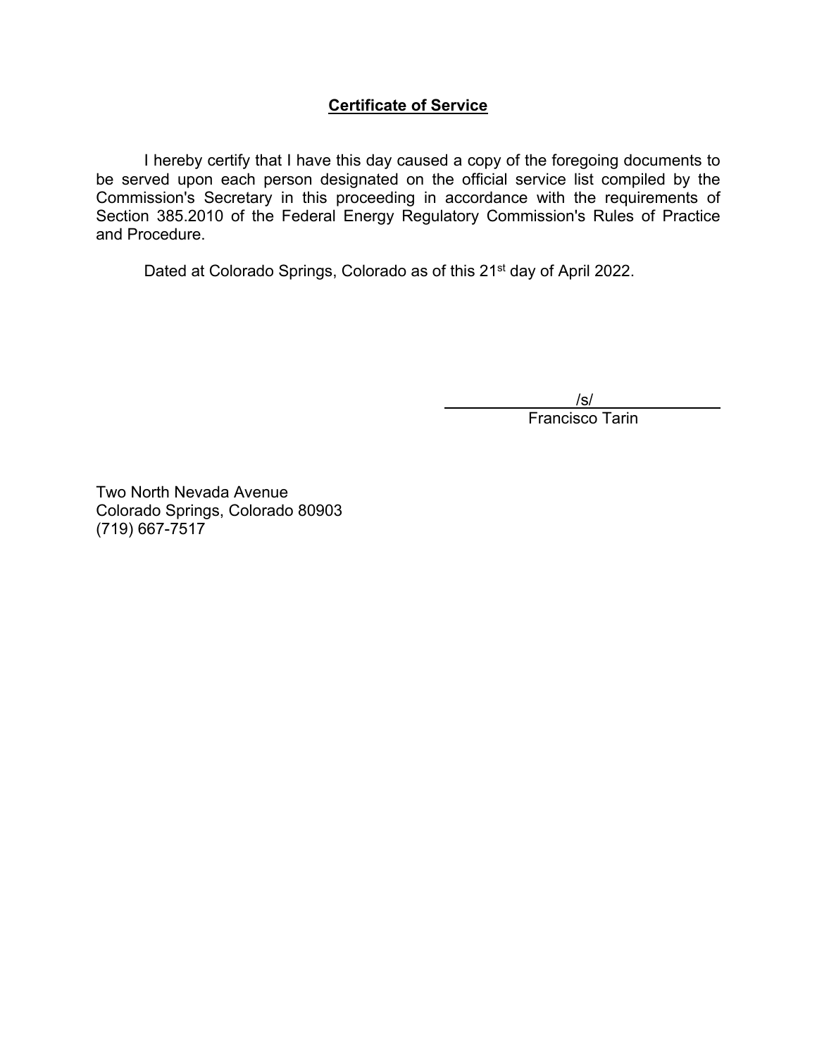## **Certificate of Service**

I hereby certify that I have this day caused a copy of the foregoing documents to be served upon each person designated on the official service list compiled by the Commission's Secretary in this proceeding in accordance with the requirements of Section 385.2010 of the Federal Energy Regulatory Commission's Rules of Practice and Procedure.

Dated at Colorado Springs, Colorado as of this 21st day of April 2022.

/s/
Francisco Tarin

Two North Nevada Avenue
Colorado Springs, Colorado 80903
(719) 667-7517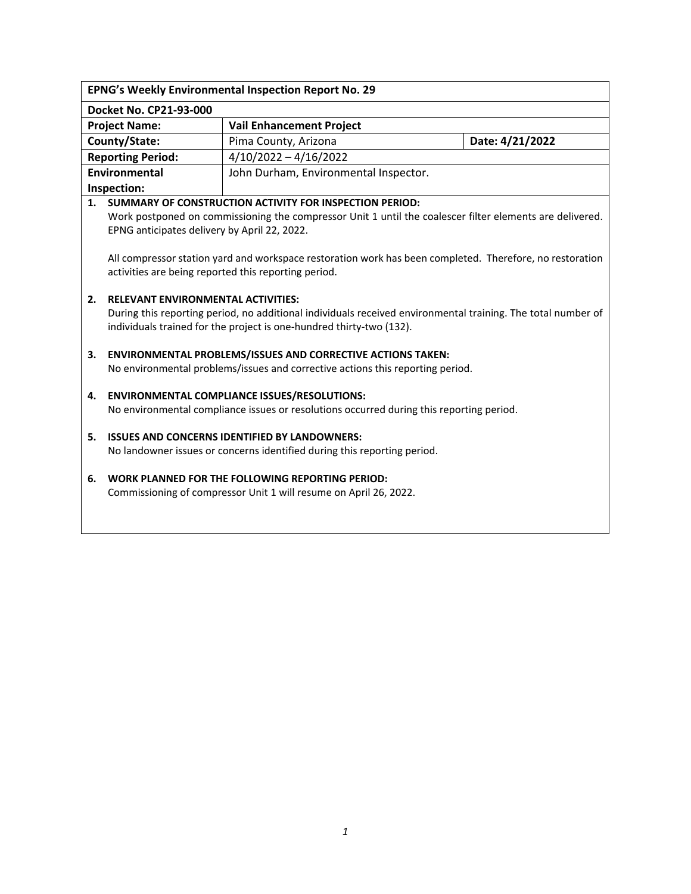| EPNG's Weekly Environmental Inspection Report No. 29 | | |
|---|---|---|
| **Docket No. CP21-93-000** | | |
| **Project Name:** | **Vail Enhancement Project** | |
| **County/State:** | Pima County, Arizona | **Date: 4/21/2022** |
| **Reporting Period:** | 4/10/2022 – 4/16/2022 | |
| **Environmental Inspection:** | John Durham, Environmental Inspector. | |

1. **SUMMARY OF CONSTRUCTION ACTIVITY FOR INSPECTION PERIOD:**
   Work postponed on commissioning the compressor Unit 1 until the coalescer filter elements are delivered. EPNG anticipates delivery by April 22, 2022.

   All compressor station yard and workspace restoration work has been completed. Therefore, no restoration activities are being reported this reporting period.

2. **RELEVANT ENVIRONMENTAL ACTIVITIES:**
   During this reporting period, no additional individuals received environmental training. The total number of individuals trained for the project is one-hundred thirty-two (132).

3. **ENVIRONMENTAL PROBLEMS/ISSUES AND CORRECTIVE ACTIONS TAKEN:**
   No environmental problems/issues and corrective actions this reporting period.

4. **ENVIRONMENTAL COMPLIANCE ISSUES/RESOLUTIONS:**
   No environmental compliance issues or resolutions occurred during this reporting period.

5. **ISSUES AND CONCERNS IDENTIFIED BY LANDOWNERS:**
   No landowner issues or concerns identified during this reporting period.

6. **WORK PLANNED FOR THE FOLLOWING REPORTING PERIOD:**
   Commissioning of compressor Unit 1 will resume on April 26, 2022.